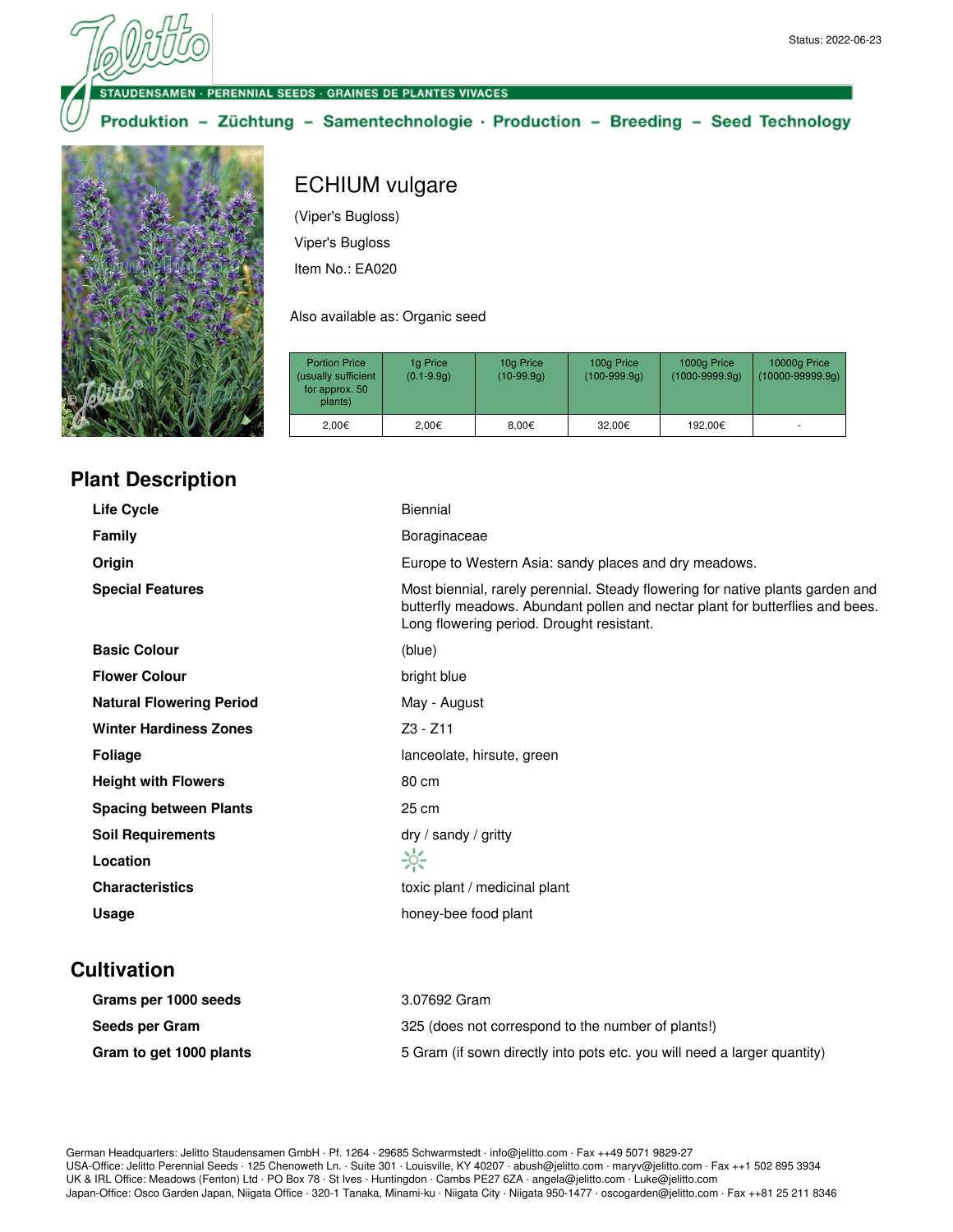Status: 2022-06-23

STAUDENSAMEN · PERENNIAL SEEDS · GRAINES DE PLANTES VIVACES

Produktion – Züchtung – Samentechnologie · Production – Breeding – Seed Technology

# ECHIUM vulgare

(Viper's Bugloss)

Viper's Bugloss

Item No.: EA020

Also available as: Organic seed

| Portion Price (usually sufficient for approx. 50 plants) | 1g Price (0.1-9.9g) | 10g Price (10-99.9g) | 100g Price (100-999.9g) | 1000g Price (1000-9999.9g) | 10000g Price (10000-99999.9g) |
|---|---|---|---|---|---|
| 2,00€ | 2,00€ | 8,00€ | 32,00€ | 192,00€ | - |

## Plant Description

| | |
|---|---|
| **Life Cycle** | Biennial |
| **Family** | Boraginaceae |
| **Origin** | Europe to Western Asia: sandy places and dry meadows. |
| **Special Features** | Most biennial, rarely perennial. Steady flowering for native plants garden and butterfly meadows. Abundant pollen and nectar plant for butterflies and bees. Long flowering period. Drought resistant. |
| **Basic Colour** | (blue) |
| **Flower Colour** | bright blue |
| **Natural Flowering Period** | May - August |
| **Winter Hardiness Zones** | Z3 - Z11 |
| **Foliage** | lanceolate, hirsute, green |
| **Height with Flowers** | 80 cm |
| **Spacing between Plants** | 25 cm |
| **Soil Requirements** | dry / sandy / gritty |
| **Location** | ☼ |
| **Characteristics** | toxic plant / medicinal plant |
| **Usage** | honey-bee food plant |

## Cultivation

| | |
|---|---|
| **Grams per 1000 seeds** | 3.07692 Gram |
| **Seeds per Gram** | 325 (does not correspond to the number of plants!) |
| **Gram to get 1000 plants** | 5 Gram (if sown directly into pots etc. you will need a larger quantity) |

German Headquarters: Jelitto Staudensamen GmbH · Pf. 1264 · 29685 Schwarmstedt · info@jelitto.com · Fax ++49 5071 9829-27
USA-Office: Jelitto Perennial Seeds · 125 Chenoweth Ln. · Suite 301 · Louisville, KY 40207 · abush@jelitto.com · maryv@jelitto.com · Fax ++1 502 895 3934
UK & IRL Office: Meadows (Fenton) Ltd · PO Box 78 · St Ives · Huntingdon · Cambs PE27 6ZA · angela@jelitto.com · Luke@jelitto.com
Japan-Office: Osco Garden Japan, Niigata Office · 320-1 Tanaka, Minami-ku · Niigata City · Niigata 950-1477 · oscogarden@jelitto.com · Fax ++81 25 211 8346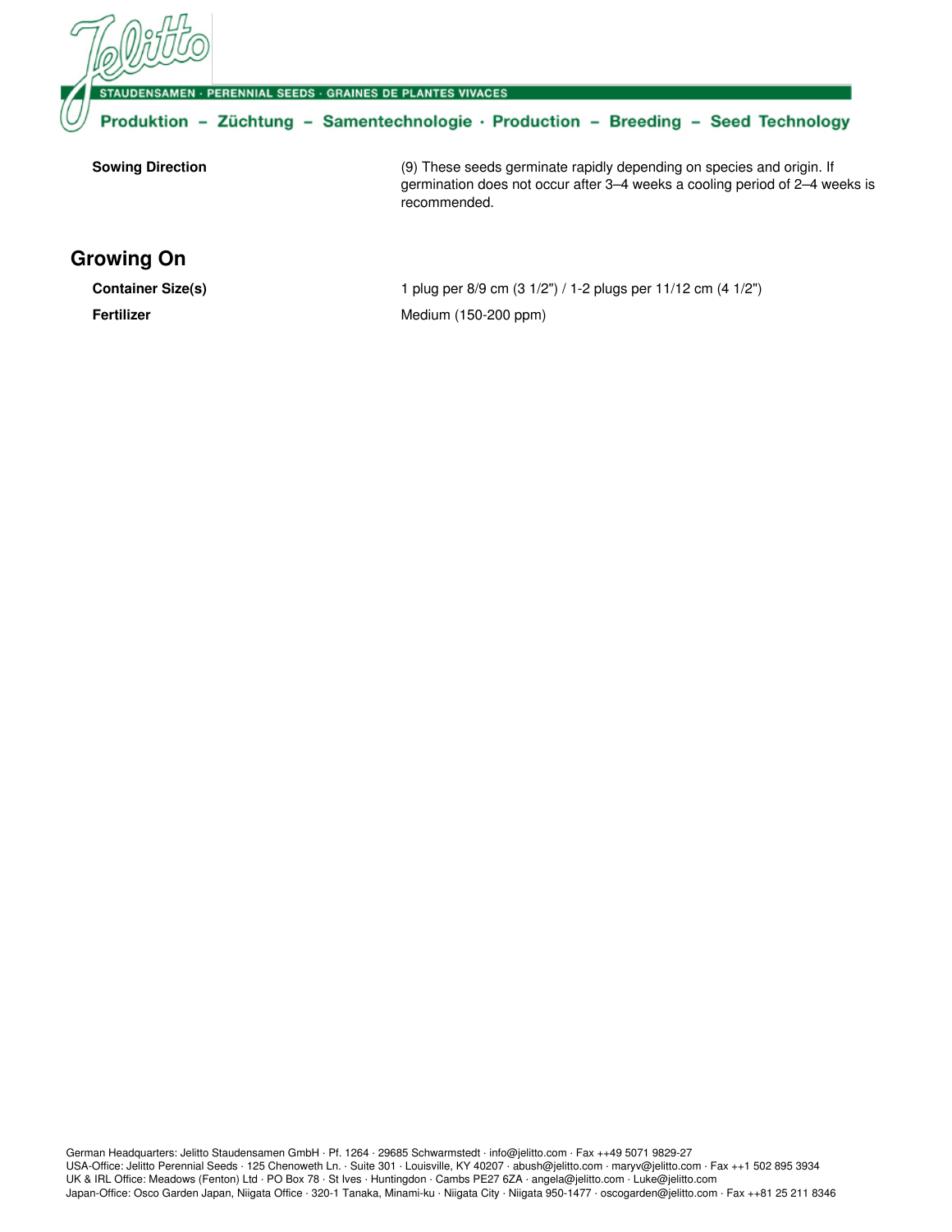**Sowing Direction** (9) These seeds germinate rapidly depending on species and origin. If germination does not occur after 3–4 weeks a cooling period of 2–4 weeks is recommended.

## Growing On

**Container Size(s)** 1 plug per 8/9 cm (3 1/2") / 1-2 plugs per 11/12 cm (4 1/2")

**Fertilizer** Medium (150-200 ppm)